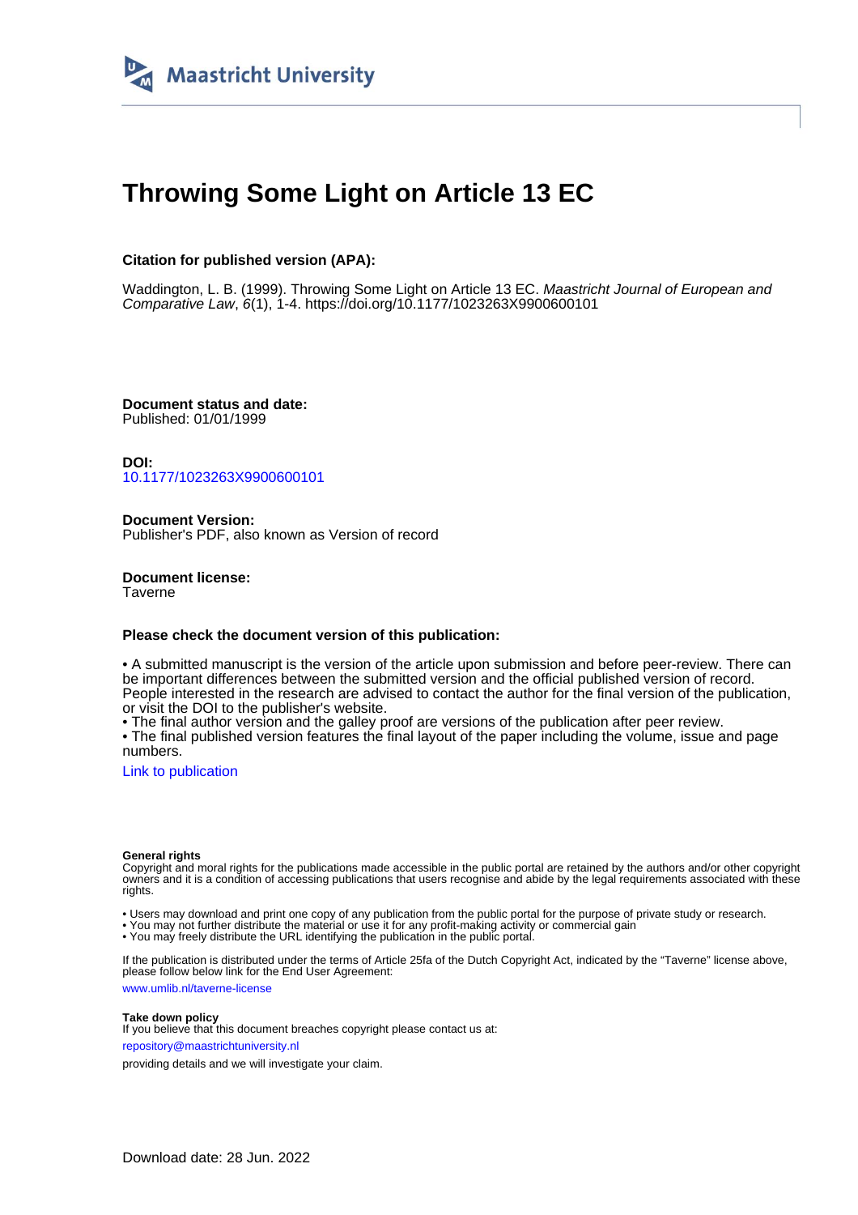Maastricht University

# Throwing Some Light on Article 13 EC

**Citation for published version (APA):**

Waddington, L. B. (1999). Throwing Some Light on Article 13 EC. *Maastricht Journal of European and Comparative Law*, *6*(1), 1-4. https://doi.org/10.1177/1023263X9900600101

**Document status and date:**
Published: 01/01/1999

**DOI:**
10.1177/1023263X9900600101

**Document Version:**
Publisher's PDF, also known as Version of record

**Document license:**
Taverne

**Please check the document version of this publication:**

• A submitted manuscript is the version of the article upon submission and before peer-review. There can be important differences between the submitted version and the official published version of record. People interested in the research are advised to contact the author for the final version of the publication, or visit the DOI to the publisher's website.
• The final author version and the galley proof are versions of the publication after peer review.
• The final published version features the final layout of the paper including the volume, issue and page numbers.

Link to publication

**General rights**
Copyright and moral rights for the publications made accessible in the public portal are retained by the authors and/or other copyright owners and it is a condition of accessing publications that users recognise and abide by the legal requirements associated with these rights.

• Users may download and print one copy of any publication from the public portal for the purpose of private study or research.
• You may not further distribute the material or use it for any profit-making activity or commercial gain
• You may freely distribute the URL identifying the publication in the public portal.

If the publication is distributed under the terms of Article 25fa of the Dutch Copyright Act, indicated by the "Taverne" license above, please follow below link for the End User Agreement:

www.umlib.nl/taverne-license

**Take down policy**
If you believe that this document breaches copyright please contact us at:

repository@maastrichtuniversity.nl

providing details and we will investigate your claim.

Download date: 28 Jun. 2022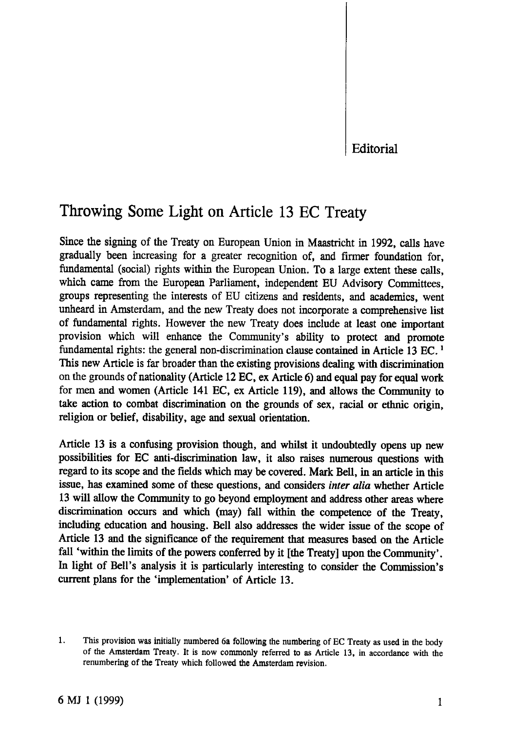Editorial

# Throwing Some Light on Article 13 EC Treaty

Since the signing of the Treaty on European Union in Maastricht in 1992, calls have gradually been increasing for a greater recognition of, and firmer foundation for, fundamental (social) rights within the European Union. To a large extent these calls, which came from the European Parliament, independent EU Advisory Committees, groups representing the interests of EU citizens and residents, and academics, went unheard in Amsterdam, and the new Treaty does not incorporate a comprehensive list of fundamental rights. However the new Treaty does include at least one important provision which will enhance the Community's ability to protect and promote fundamental rights: the general non-discrimination clause contained in Article 13 EC.[1] This new Article is far broader than the existing provisions dealing with discrimination on the grounds of nationality (Article 12 EC, ex Article 6) and equal pay for equal work for men and women (Article 141 EC, ex Article 119), and allows the Community to take action to combat discrimination on the grounds of sex, racial or ethnic origin, religion or belief, disability, age and sexual orientation.

Article 13 is a confusing provision though, and whilst it undoubtedly opens up new possibilities for EC anti-discrimination law, it also raises numerous questions with regard to its scope and the fields which may be covered. Mark Bell, in an article in this issue, has examined some of these questions, and considers *inter alia* whether Article 13 will allow the Community to go beyond employment and address other areas where discrimination occurs and which (may) fall within the competence of the Treaty, including education and housing. Bell also addresses the wider issue of the scope of Article 13 and the significance of the requirement that measures based on the Article fall 'within the limits of the powers conferred by it [the Treaty] upon the Community'. In light of Bell's analysis it is particularly interesting to consider the Commission's current plans for the 'implementation' of Article 13.

1. This provision was initially numbered 6a following the numbering of EC Treaty as used in the body of the Amsterdam Treaty. It is now commonly referred to as Article 13, in accordance with the renumbering of the Treaty which followed the Amsterdam revision.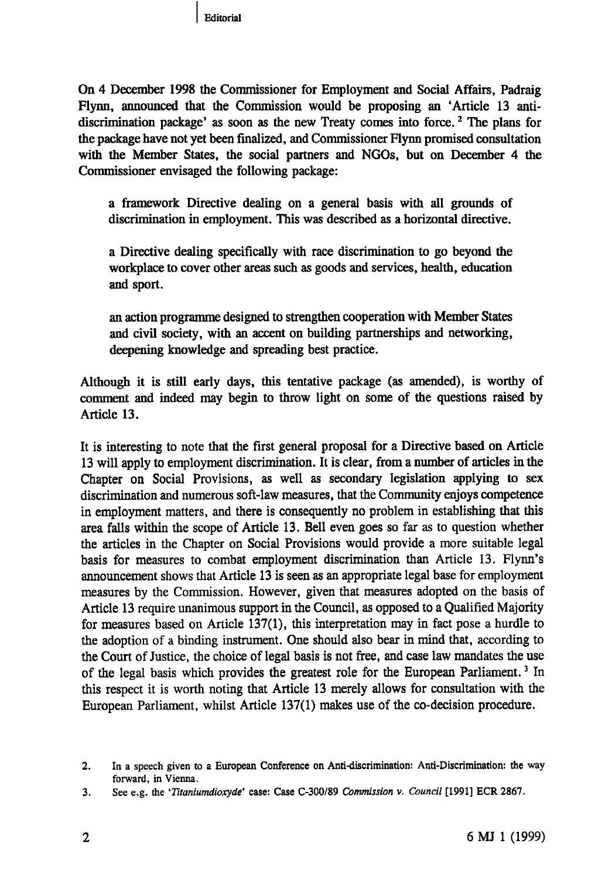On 4 December 1998 the Commissioner for Employment and Social Affairs, Padraig Flynn, announced that the Commission would be proposing an 'Article 13 anti-discrimination package' as soon as the new Treaty comes into force.[2] The plans for the package have not yet been finalized, and Commissioner Flynn promised consultation with the Member States, the social partners and NGOs, but on December 4 the Commissioner envisaged the following package:

> a framework Directive dealing on a general basis with all grounds of discrimination in employment. This was described as a horizontal directive.
>
> a Directive dealing specifically with race discrimination to go beyond the workplace to cover other areas such as goods and services, health, education and sport.
>
> an action programme designed to strengthen cooperation with Member States and civil society, with an accent on building partnerships and networking, deepening knowledge and spreading best practice.

Although it is still early days, this tentative package (as amended), is worthy of comment and indeed may begin to throw light on some of the questions raised by Article 13.

It is interesting to note that the first general proposal for a Directive based on Article 13 will apply to employment discrimination. It is clear, from a number of articles in the Chapter on Social Provisions, as well as secondary legislation applying to sex discrimination and numerous soft-law measures, that the Community enjoys competence in employment matters, and there is consequently no problem in establishing that this area falls within the scope of Article 13. Bell even goes so far as to question whether the articles in the Chapter on Social Provisions would provide a more suitable legal basis for measures to combat employment discrimination than Article 13. Flynn's announcement shows that Article 13 is seen as an appropriate legal base for employment measures by the Commission. However, given that measures adopted on the basis of Article 13 require unanimous support in the Council, as opposed to a Qualified Majority for measures based on Article 137(1), this interpretation may in fact pose a hurdle to the adoption of a binding instrument. One should also bear in mind that, according to the Court of Justice, the choice of legal basis is not free, and case law mandates the use of the legal basis which provides the greatest role for the European Parliament.[3] In this respect it is worth noting that Article 13 merely allows for consultation with the European Parliament, whilst Article 137(1) makes use of the co-decision procedure.

---

2. In a speech given to a European Conference on Anti-discrimination: Anti-Discrimination: the way forward, in Vienna.
3. See e.g. the '*Titaniumdioxyde*' case: Case C-300/89 *Commission v. Council* [1991] ECR 2867.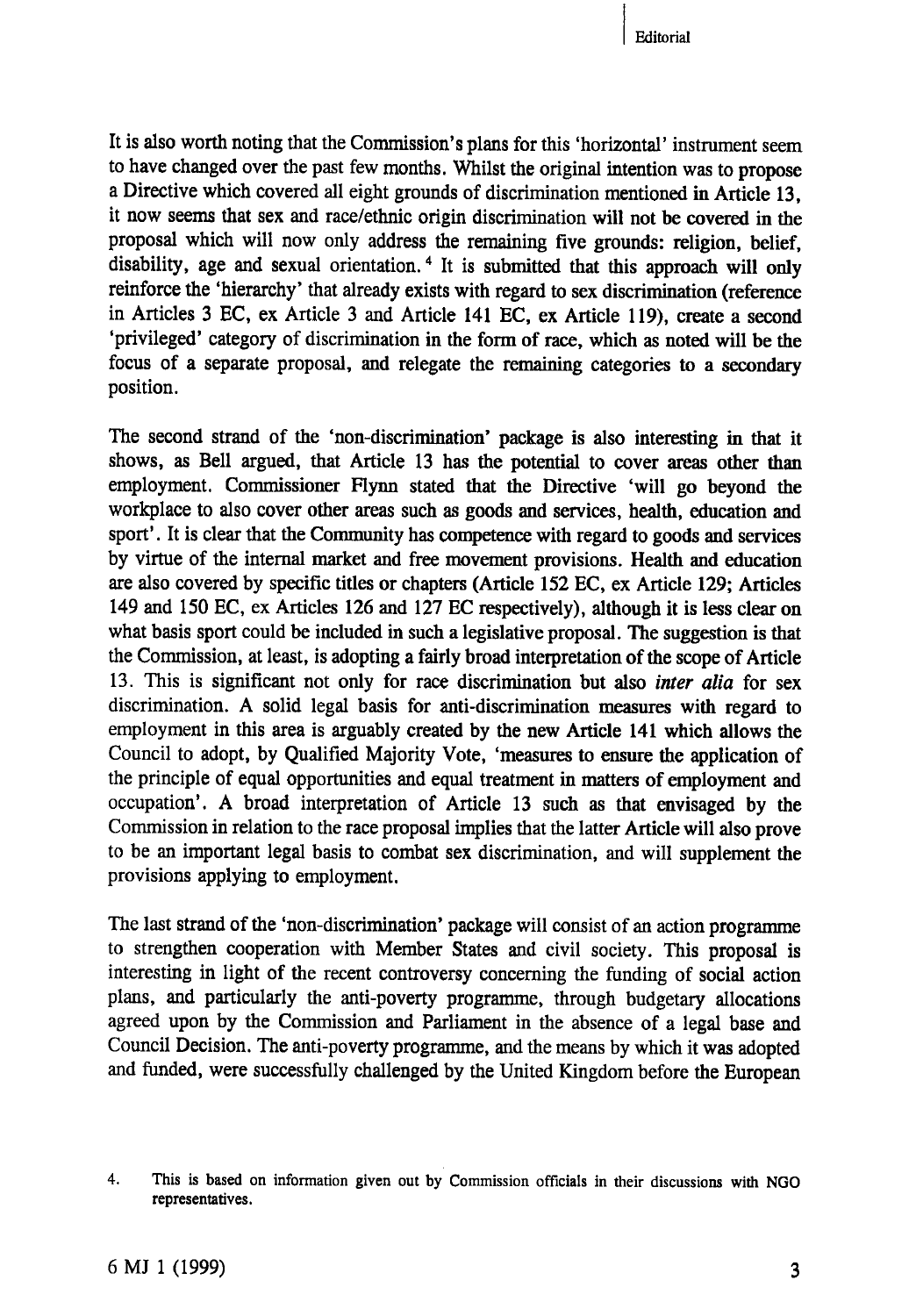It is also worth noting that the Commission's plans for this 'horizontal' instrument seem to have changed over the past few months. Whilst the original intention was to propose a Directive which covered all eight grounds of discrimination mentioned in Article 13, it now seems that sex and race/ethnic origin discrimination will not be covered in the proposal which will now only address the remaining five grounds: religion, belief, disability, age and sexual orientation.[4] It is submitted that this approach will only reinforce the 'hierarchy' that already exists with regard to sex discrimination (reference in Articles 3 EC, ex Article 3 and Article 141 EC, ex Article 119), create a second 'privileged' category of discrimination in the form of race, which as noted will be the focus of a separate proposal, and relegate the remaining categories to a secondary position.

The second strand of the 'non-discrimination' package is also interesting in that it shows, as Bell argued, that Article 13 has the potential to cover areas other than employment. Commissioner Flynn stated that the Directive 'will go beyond the workplace to also cover other areas such as goods and services, health, education and sport'. It is clear that the Community has competence with regard to goods and services by virtue of the internal market and free movement provisions. Health and education are also covered by specific titles or chapters (Article 152 EC, ex Article 129; Articles 149 and 150 EC, ex Articles 126 and 127 EC respectively), although it is less clear on what basis sport could be included in such a legislative proposal. The suggestion is that the Commission, at least, is adopting a fairly broad interpretation of the scope of Article 13. This is significant not only for race discrimination but also *inter alia* for sex discrimination. A solid legal basis for anti-discrimination measures with regard to employment in this area is arguably created by the new Article 141 which allows the Council to adopt, by Qualified Majority Vote, 'measures to ensure the application of the principle of equal opportunities and equal treatment in matters of employment and occupation'. A broad interpretation of Article 13 such as that envisaged by the Commission in relation to the race proposal implies that the latter Article will also prove to be an important legal basis to combat sex discrimination, and will supplement the provisions applying to employment.

The last strand of the 'non-discrimination' package will consist of an action programme to strengthen cooperation with Member States and civil society. This proposal is interesting in light of the recent controversy concerning the funding of social action plans, and particularly the anti-poverty programme, through budgetary allocations agreed upon by the Commission and Parliament in the absence of a legal base and Council Decision. The anti-poverty programme, and the means by which it was adopted and funded, were successfully challenged by the United Kingdom before the European

4. This is based on information given out by Commission officials in their discussions with NGO representatives.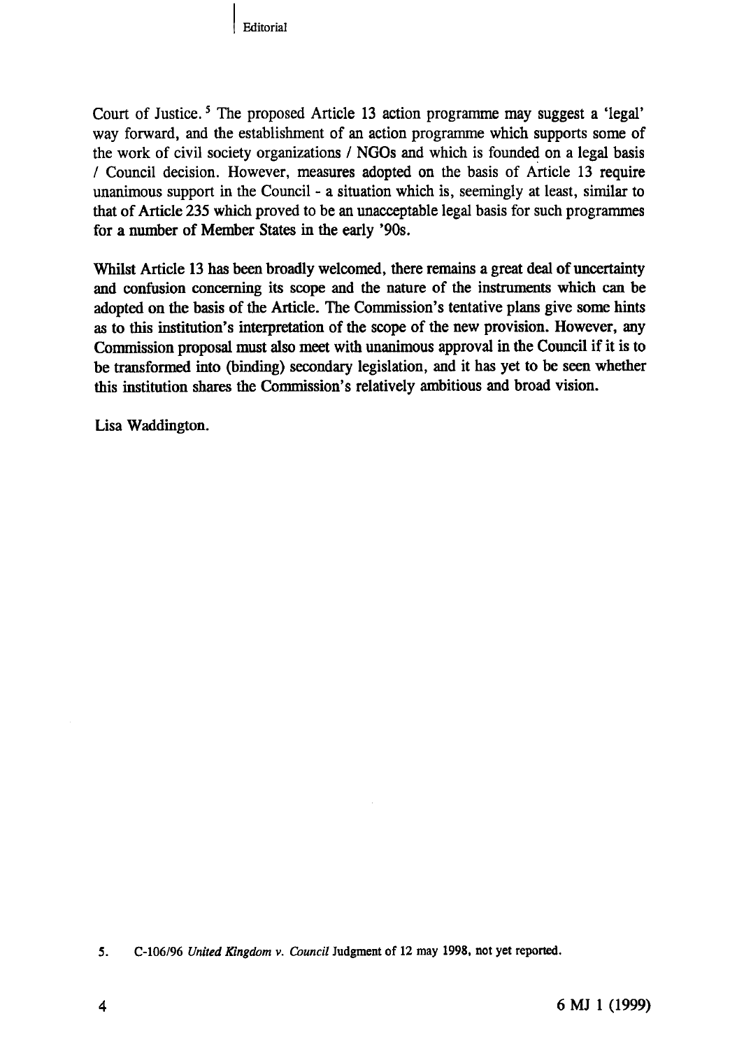Court of Justice.[5] The proposed Article 13 action programme may suggest a 'legal' way forward, and the establishment of an action programme which supports some of the work of civil society organizations / NGOs and which is founded on a legal basis / Council decision. However, measures adopted on the basis of Article 13 require unanimous support in the Council - a situation which is, seemingly at least, similar to that of Article 235 which proved to be an unacceptable legal basis for such programmes for a number of Member States in the early '90s.

Whilst Article 13 has been broadly welcomed, there remains a great deal of uncertainty and confusion concerning its scope and the nature of the instruments which can be adopted on the basis of the Article. The Commission's tentative plans give some hints as to this institution's interpretation of the scope of the new provision. However, any Commission proposal must also meet with unanimous approval in the Council if it is to be transformed into (binding) secondary legislation, and it has yet to be seen whether this institution shares the Commission's relatively ambitious and broad vision.

Lisa Waddington.

5. C-106/96 *United Kingdom v. Council* Judgment of 12 may 1998, not yet reported.